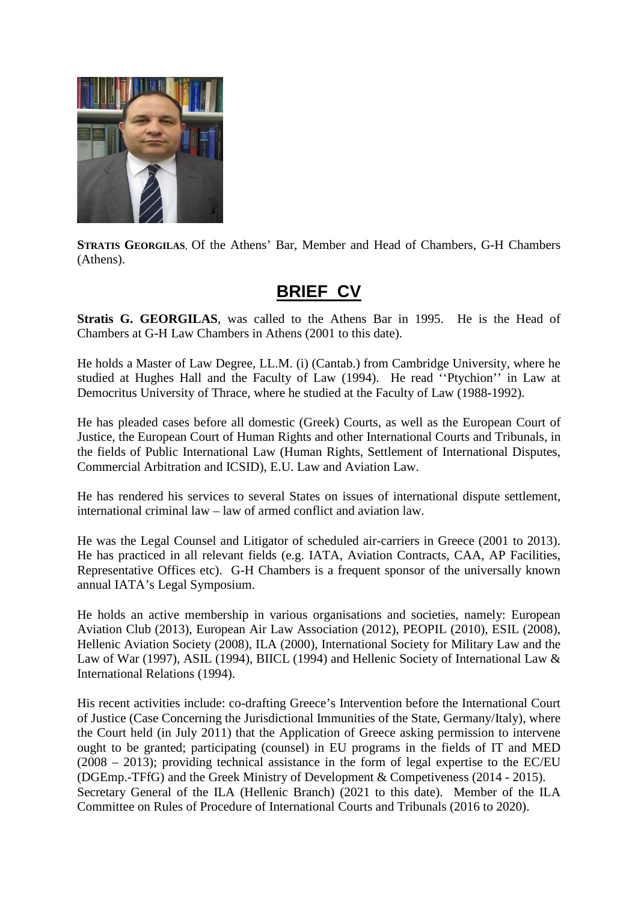**STRATIS GEORGILAS**, Of the Athens' Bar, Member and Head of Chambers, G-H Chambers (Athens).

# BRIEF CV

**Stratis G. GEORGILAS**, was called to the Athens Bar in 1995. He is the Head of Chambers at G-H Law Chambers in Athens (2001 to this date).

He holds a Master of Law Degree, LL.M. (i) (Cantab.) from Cambridge University, where he studied at Hughes Hall and the Faculty of Law (1994). He read ''Ptychion'' in Law at Democritus University of Thrace, where he studied at the Faculty of Law (1988-1992).

He has pleaded cases before all domestic (Greek) Courts, as well as the European Court of Justice, the European Court of Human Rights and other International Courts and Tribunals, in the fields of Public International Law (Human Rights, Settlement of International Disputes, Commercial Arbitration and ICSID), E.U. Law and Aviation Law.

He has rendered his services to several States on issues of international dispute settlement, international criminal law – law of armed conflict and aviation law.

He was the Legal Counsel and Litigator of scheduled air-carriers in Greece (2001 to 2013). He has practiced in all relevant fields (e.g. IATA, Aviation Contracts, CAA, AP Facilities, Representative Offices etc). G-H Chambers is a frequent sponsor of the universally known annual IATA's Legal Symposium.

He holds an active membership in various organisations and societies, namely: European Aviation Club (2013), European Air Law Association (2012), PEOPIL (2010), ESIL (2008), Hellenic Aviation Society (2008), ILA (2000), International Society for Military Law and the Law of War (1997), ASIL (1994), BIICL (1994) and Hellenic Society of International Law & International Relations (1994).

His recent activities include: co-drafting Greece's Intervention before the International Court of Justice (Case Concerning the Jurisdictional Immunities of the State, Germany/Italy), where the Court held (in July 2011) that the Application of Greece asking permission to intervene ought to be granted; participating (counsel) in EU programs in the fields of IT and MED (2008 – 2013); providing technical assistance in the form of legal expertise to the EC/EU (DGEmp.-TFfG) and the Greek Ministry of Development & Competiveness (2014 - 2015).
Secretary General of the ILA (Hellenic Branch) (2021 to this date). Member of the ILA Committee on Rules of Procedure of International Courts and Tribunals (2016 to 2020).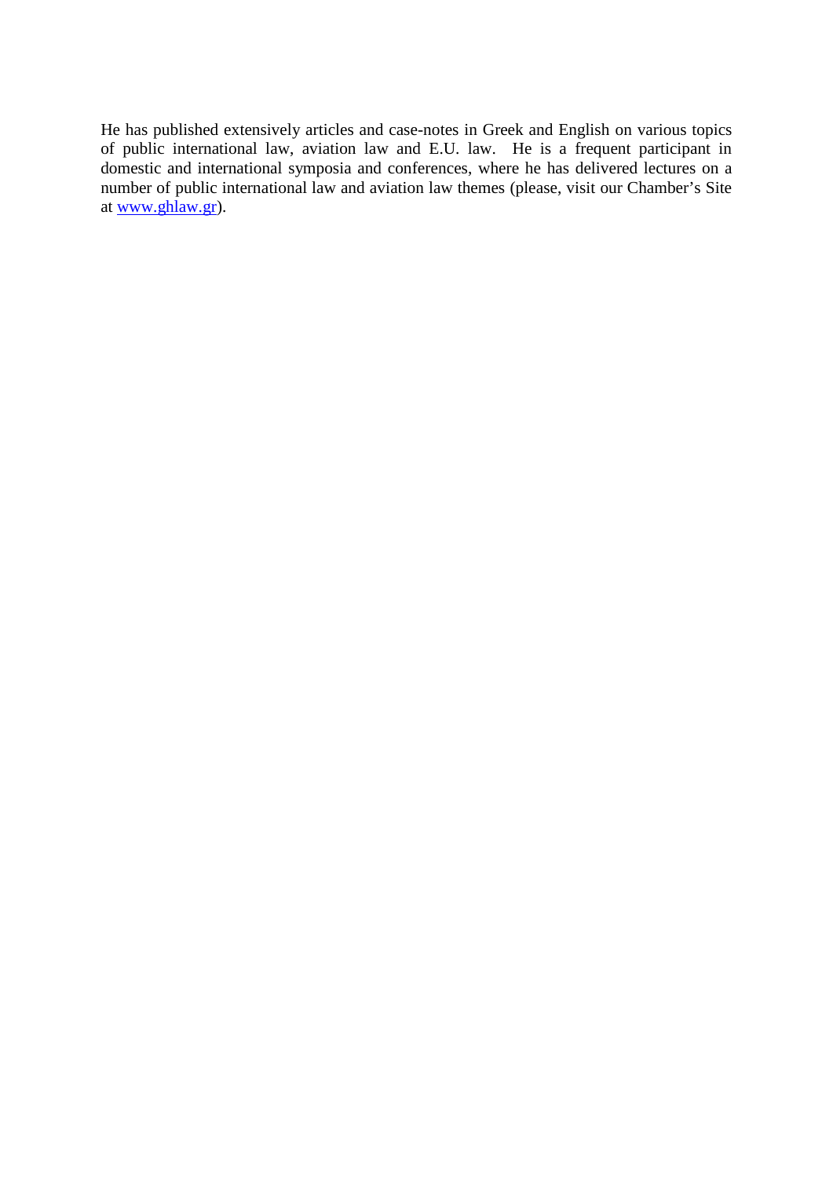He has published extensively articles and case-notes in Greek and English on various topics of public international law, aviation law and E.U. law. He is a frequent participant in domestic and international symposia and conferences, where he has delivered lectures on a number of public international law and aviation law themes (please, visit our Chamber's Site at [www.ghlaw.gr](http://www.ghlaw.gr)).